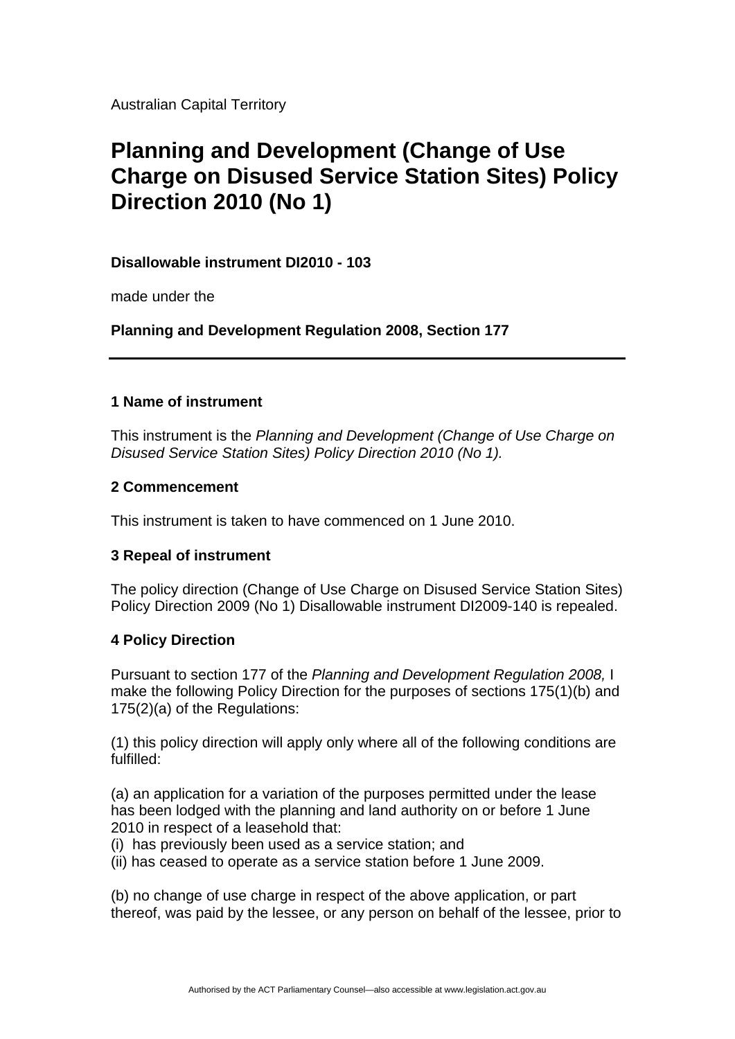Australian Capital Territory

# Planning and Development (Change of Use Charge on Disused Service Station Sites) Policy Direction 2010 (No 1)

**Disallowable instrument DI2010 - 103**

made under the

**Planning and Development Regulation 2008, Section 177**

---

### 1 Name of instrument

This instrument is the *Planning and Development (Change of Use Charge on Disused Service Station Sites) Policy Direction 2010 (No 1).*

### 2 Commencement

This instrument is taken to have commenced on 1 June 2010.

### 3 Repeal of instrument

The policy direction (Change of Use Charge on Disused Service Station Sites) Policy Direction 2009 (No 1) Disallowable instrument DI2009-140 is repealed.

### 4 Policy Direction

Pursuant to section 177 of the *Planning and Development Regulation 2008,* I make the following Policy Direction for the purposes of sections 175(1)(b) and 175(2)(a) of the Regulations:

(1) this policy direction will apply only where all of the following conditions are fulfilled:

(a) an application for a variation of the purposes permitted under the lease has been lodged with the planning and land authority on or before 1 June 2010 in respect of a leasehold that:
(i) has previously been used as a service station; and
(ii) has ceased to operate as a service station before 1 June 2009.

(b) no change of use charge in respect of the above application, or part thereof, was paid by the lessee, or any person on behalf of the lessee, prior to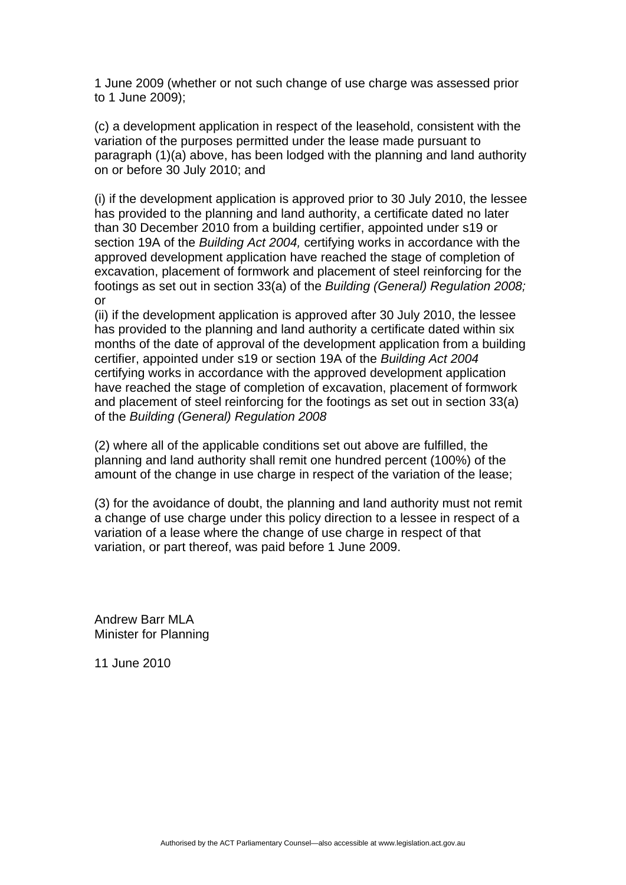1 June 2009 (whether or not such change of use charge was assessed prior to 1 June 2009);

(c) a development application in respect of the leasehold, consistent with the variation of the purposes permitted under the lease made pursuant to paragraph (1)(a) above, has been lodged with the planning and land authority on or before 30 July 2010; and

(i) if the development application is approved prior to 30 July 2010, the lessee has provided to the planning and land authority, a certificate dated no later than 30 December 2010 from a building certifier, appointed under s19 or section 19A of the *Building Act 2004,* certifying works in accordance with the approved development application have reached the stage of completion of excavation, placement of formwork and placement of steel reinforcing for the footings as set out in section 33(a) of the *Building (General) Regulation 2008;* or

(ii) if the development application is approved after 30 July 2010, the lessee has provided to the planning and land authority a certificate dated within six months of the date of approval of the development application from a building certifier, appointed under s19 or section 19A of the *Building Act 2004* certifying works in accordance with the approved development application have reached the stage of completion of excavation, placement of formwork and placement of steel reinforcing for the footings as set out in section 33(a) of the *Building (General) Regulation 2008*

(2) where all of the applicable conditions set out above are fulfilled, the planning and land authority shall remit one hundred percent (100%) of the amount of the change in use charge in respect of the variation of the lease;

(3) for the avoidance of doubt, the planning and land authority must not remit a change of use charge under this policy direction to a lessee in respect of a variation of a lease where the change of use charge in respect of that variation, or part thereof, was paid before 1 June 2009.

Andrew Barr MLA
Minister for Planning

11 June 2010